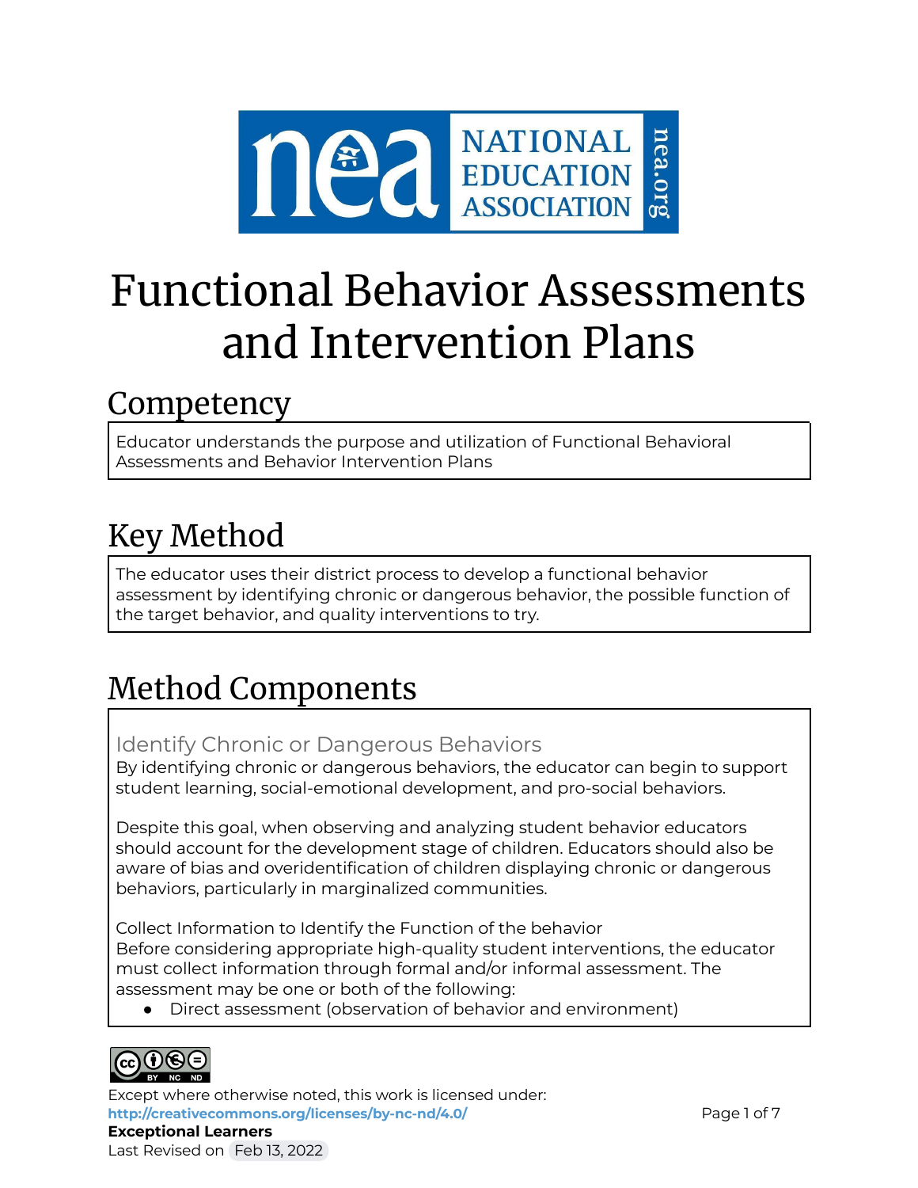# Functional Behavior Assessments and Intervention Plans

## Competency

Educator understands the purpose and utilization of Functional Behavioral Assessments and Behavior Intervention Plans

## Key Method

The educator uses their district process to develop a functional behavior assessment by identifying chronic or dangerous behavior, the possible function of the target behavior, and quality interventions to try.

## Method Components

### Identify Chronic or Dangerous Behaviors

By identifying chronic or dangerous behaviors, the educator can begin to support student learning, social-emotional development, and pro-social behaviors.

Despite this goal, when observing and analyzing student behavior educators should account for the development stage of children. Educators should also be aware of bias and overidentification of children displaying chronic or dangerous behaviors, particularly in marginalized communities.

Collect Information to Identify the Function of the behavior

Before considering appropriate high-quality student interventions, the educator must collect information through formal and/or informal assessment. The assessment may be one or both of the following:

- Direct assessment (observation of behavior and environment)

Except where otherwise noted, this work is licensed under:
http://creativecommons.org/licenses/by-nc-nd/4.0/

**Exceptional Learners**

Last Revised on Feb 13, 2022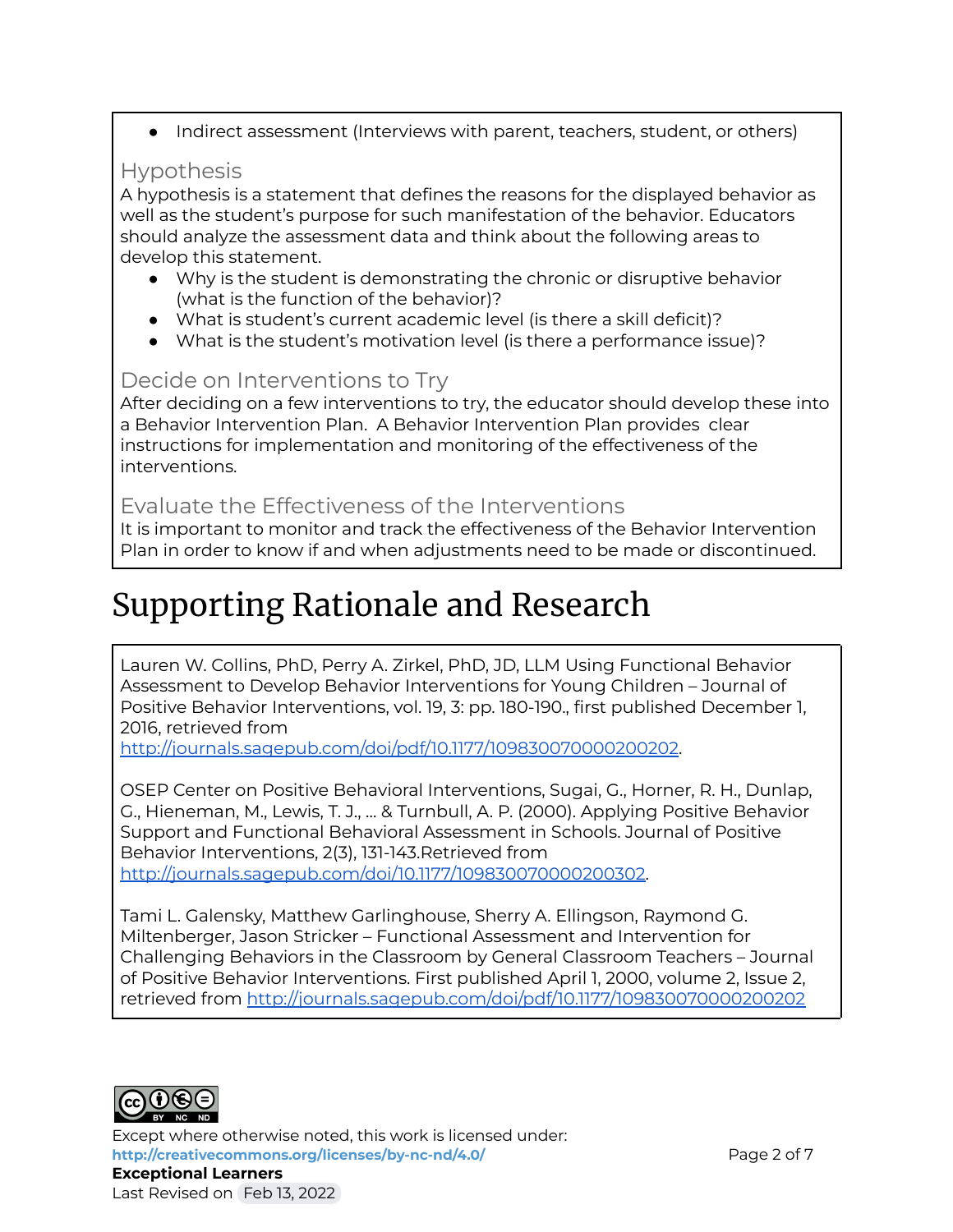- Indirect assessment (Interviews with parent, teachers, student, or others)

### Hypothesis

A hypothesis is a statement that defines the reasons for the displayed behavior as well as the student's purpose for such manifestation of the behavior. Educators should analyze the assessment data and think about the following areas to develop this statement.

- Why is the student is demonstrating the chronic or disruptive behavior (what is the function of the behavior)?
- What is student's current academic level (is there a skill deficit)?
- What is the student's motivation level (is there a performance issue)?

### Decide on Interventions to Try

After deciding on a few interventions to try, the educator should develop these into a Behavior Intervention Plan. A Behavior Intervention Plan provides clear instructions for implementation and monitoring of the effectiveness of the interventions.

### Evaluate the Effectiveness of the Interventions

It is important to monitor and track the effectiveness of the Behavior Intervention Plan in order to know if and when adjustments need to be made or discontinued.

# Supporting Rationale and Research

Lauren W. Collins, PhD, Perry A. Zirkel, PhD, JD, LLM Using Functional Behavior Assessment to Develop Behavior Interventions for Young Children – Journal of Positive Behavior Interventions, vol. 19, 3: pp. 180-190., first published December 1, 2016, retrieved from [http://journals.sagepub.com/doi/pdf/10.1177/109830070000200202](http://journals.sagepub.com/doi/pdf/10.1177/109830070000200202).

OSEP Center on Positive Behavioral Interventions, Sugai, G., Horner, R. H., Dunlap, G., Hieneman, M., Lewis, T. J., ... & Turnbull, A. P. (2000). Applying Positive Behavior Support and Functional Behavioral Assessment in Schools. Journal of Positive Behavior Interventions, 2(3), 131-143.Retrieved from [http://journals.sagepub.com/doi/10.1177/109830070000200302](http://journals.sagepub.com/doi/10.1177/109830070000200302).

Tami L. Galensky, Matthew Garlinghouse, Sherry A. Ellingson, Raymond G. Miltenberger, Jason Stricker – Functional Assessment and Intervention for Challenging Behaviors in the Classroom by General Classroom Teachers – Journal of Positive Behavior Interventions. First published April 1, 2000, volume 2, Issue 2, retrieved from [http://journals.sagepub.com/doi/pdf/10.1177/109830070000200202](http://journals.sagepub.com/doi/pdf/10.1177/109830070000200202)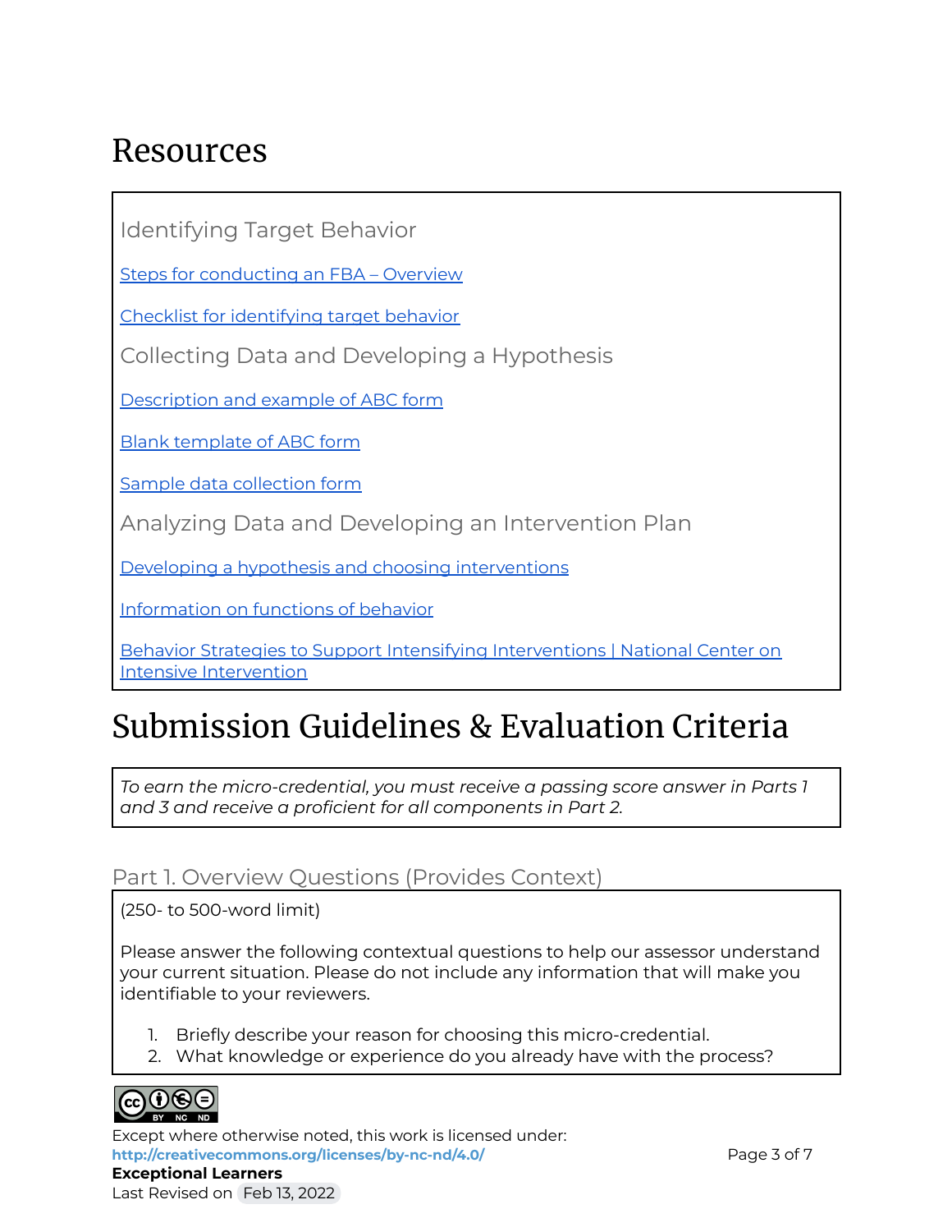# Resources

### Identifying Target Behavior

[Steps for conducting an FBA – Overview]

[Checklist for identifying target behavior]

### Collecting Data and Developing a Hypothesis

[Description and example of ABC form]

[Blank template of ABC form]

[Sample data collection form]

### Analyzing Data and Developing an Intervention Plan

[Developing a hypothesis and choosing interventions]

[Information on functions of behavior]

[Behavior Strategies to Support Intensifying Interventions | National Center on Intensive Intervention]

# Submission Guidelines & Evaluation Criteria

*To earn the micro-credential, you must receive a passing score answer in Parts 1 and 3 and receive a proficient for all components in Part 2.*

## Part 1. Overview Questions (Provides Context)

(250- to 500-word limit)

Please answer the following contextual questions to help our assessor understand your current situation. Please do not include any information that will make you identifiable to your reviewers.

1. Briefly describe your reason for choosing this micro-credential.
2. What knowledge or experience do you already have with the process?

Except where otherwise noted, this work is licensed under:
**http://creativecommons.org/licenses/by-nc-nd/4.0/**
**Exceptional Learners**
Last Revised on Feb 13, 2022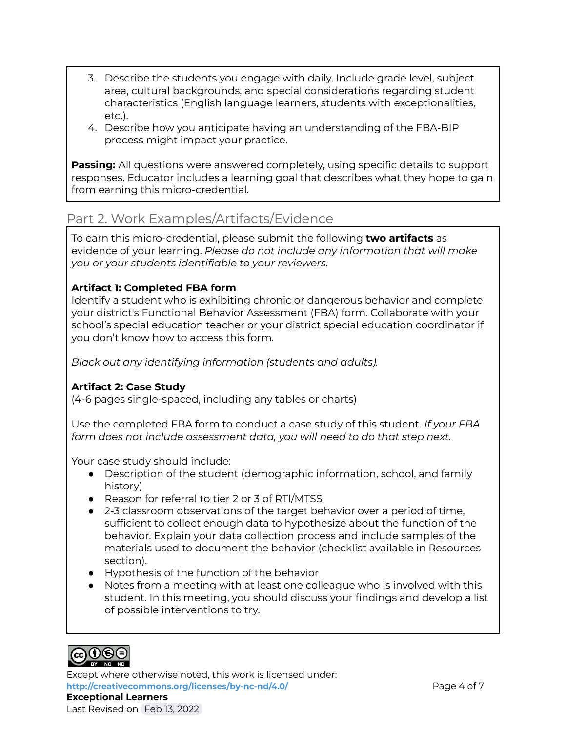3. Describe the students you engage with daily. Include grade level, subject area, cultural backgrounds, and special considerations regarding student characteristics (English language learners, students with exceptionalities, etc.).
4. Describe how you anticipate having an understanding of the FBA-BIP process might impact your practice.

**Passing:** All questions were answered completely, using specific details to support responses. Educator includes a learning goal that describes what they hope to gain from earning this micro-credential.

## Part 2. Work Examples/Artifacts/Evidence

To earn this micro-credential, please submit the following **two artifacts** as evidence of your learning. *Please do not include any information that will make you or your students identifiable to your reviewers.*

**Artifact 1: Completed FBA form**
Identify a student who is exhibiting chronic or dangerous behavior and complete your district's Functional Behavior Assessment (FBA) form. Collaborate with your school's special education teacher or your district special education coordinator if you don't know how to access this form.

*Black out any identifying information (students and adults).*

**Artifact 2: Case Study**
(4-6 pages single-spaced, including any tables or charts)

Use the completed FBA form to conduct a case study of this student. *If your FBA form does not include assessment data, you will need to do that step next.*

Your case study should include:

- Description of the student (demographic information, school, and family history)
- Reason for referral to tier 2 or 3 of RTI/MTSS
- 2-3 classroom observations of the target behavior over a period of time, sufficient to collect enough data to hypothesize about the function of the behavior. Explain your data collection process and include samples of the materials used to document the behavior (checklist available in Resources section).
- Hypothesis of the function of the behavior
- Notes from a meeting with at least one colleague who is involved with this student. In this meeting, you should discuss your findings and develop a list of possible interventions to try.

Except where otherwise noted, this work is licensed under:
**http://creativecommons.org/licenses/by-nc-nd/4.0/**
**Exceptional Learners**
Last Revised on Feb 13, 2022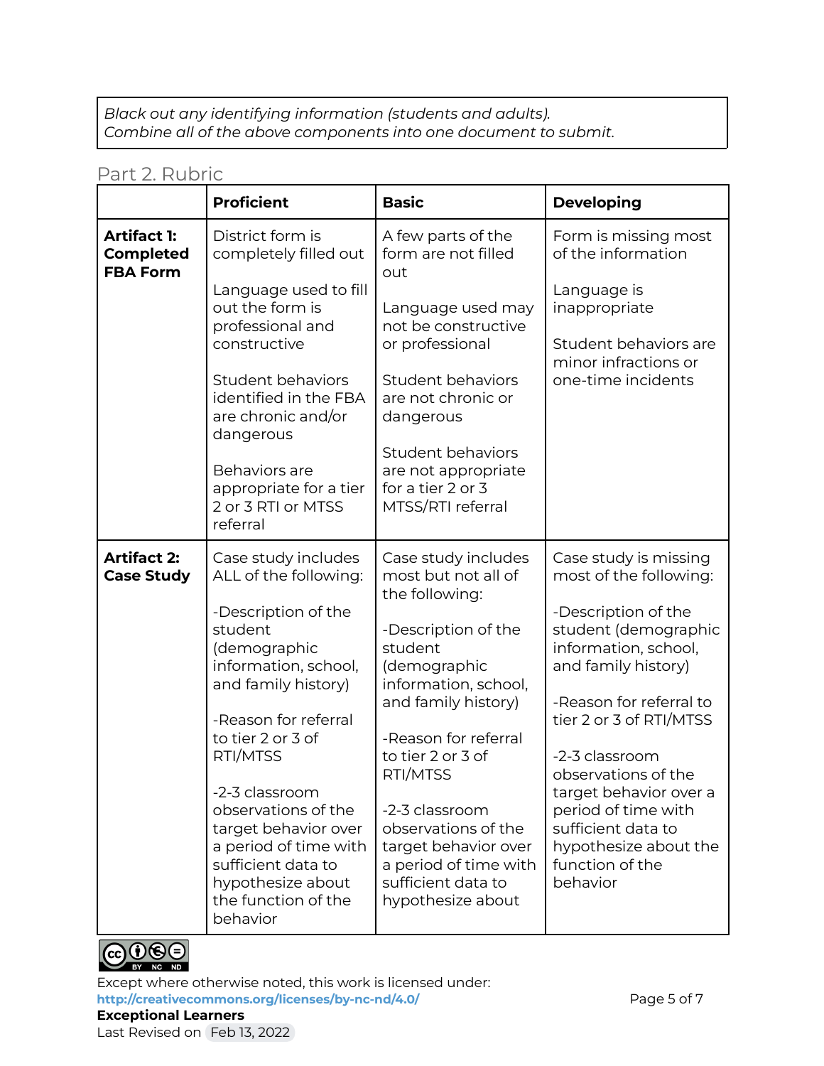*Black out any identifying information (students and adults).*
*Combine all of the above components into one document to submit.*

## Part 2. Rubric

| | **Proficient** | **Basic** | **Developing** |
|---|---|---|---|
| **Artifact 1: Completed FBA Form** | District form is completely filled out<br><br>Language used to fill out the form is professional and constructive<br><br>Student behaviors identified in the FBA are chronic and/or dangerous<br><br>Behaviors are appropriate for a tier 2 or 3 RTI or MTSS referral | A few parts of the form are not filled out<br><br>Language used may not be constructive or professional<br><br>Student behaviors are not chronic or dangerous<br><br>Student behaviors are not appropriate for a tier 2 or 3 MTSS/RTI referral | Form is missing most of the information<br><br>Language is inappropriate<br><br>Student behaviors are minor infractions or one-time incidents |
| **Artifact 2: Case Study** | Case study includes ALL of the following:<br><br>-Description of the student (demographic information, school, and family history)<br><br>-Reason for referral to tier 2 or 3 of RTI/MTSS<br><br>-2-3 classroom observations of the target behavior over a period of time with sufficient data to hypothesize about the function of the behavior | Case study includes most but not all of the following:<br><br>-Description of the student (demographic information, school, and family history)<br><br>-Reason for referral to tier 2 or 3 of RTI/MTSS<br><br>-2-3 classroom observations of the target behavior over a period of time with sufficient data to hypothesize about | Case study is missing most of the following:<br><br>-Description of the student (demographic information, school, and family history)<br><br>-Reason for referral to tier 2 or 3 of RTI/MTSS<br><br>-2-3 classroom observations of the target behavior over a period of time with sufficient data to hypothesize about the function of the behavior |

Except where otherwise noted, this work is licensed under:
**http://creativecommons.org/licenses/by-nc-nd/4.0/**
**Exceptional Learners**
Last Revised on Feb 13, 2022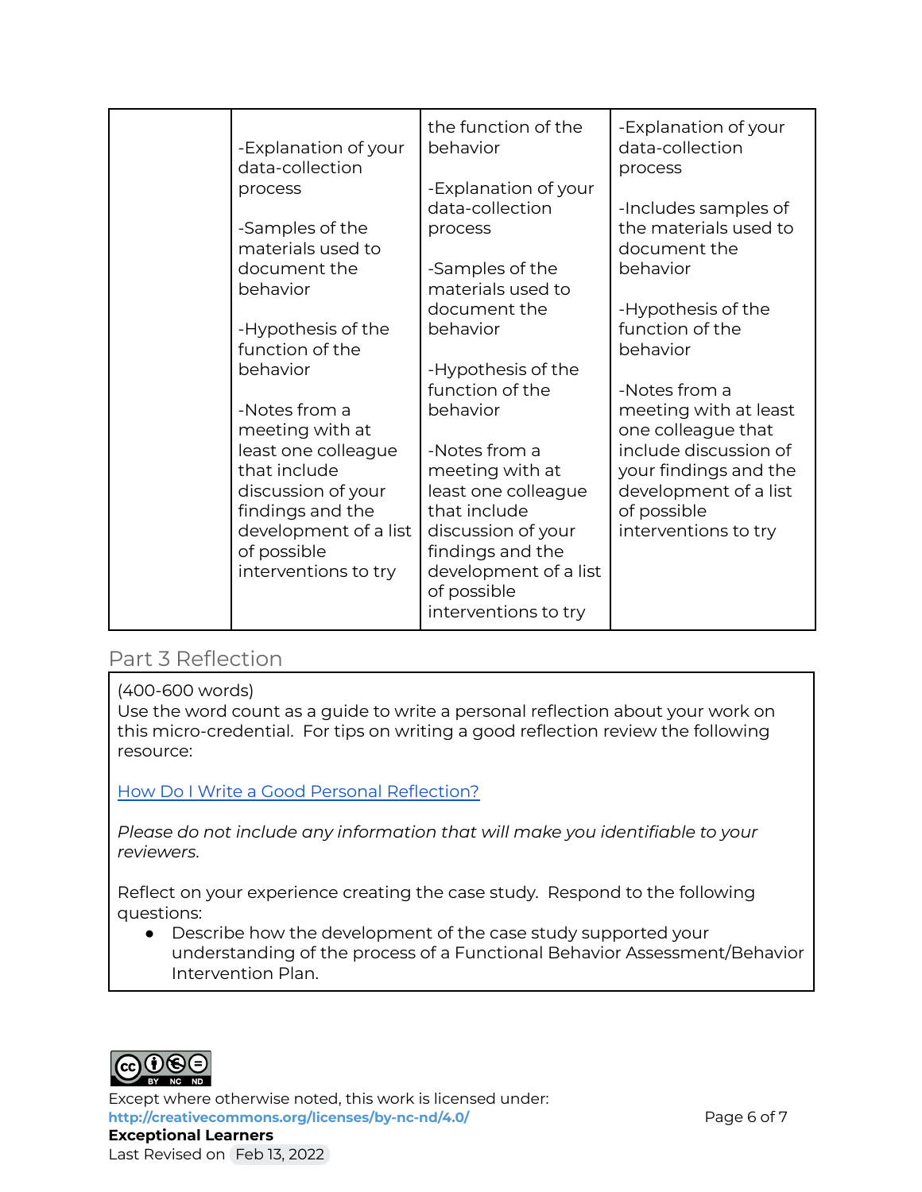| | | | |
|---|---|---|---|
| | -Explanation of your data-collection process<br><br>-Samples of the materials used to document the behavior<br><br>-Hypothesis of the function of the behavior<br><br>-Notes from a meeting with at least one colleague that include discussion of your findings and the development of a list of possible interventions to try | the function of the behavior<br><br>-Explanation of your data-collection process<br><br>-Samples of the materials used to document the behavior<br><br>-Hypothesis of the function of the behavior<br><br>-Notes from a meeting with at least one colleague that include discussion of your findings and the development of a list of possible interventions to try | -Explanation of your data-collection process<br><br>-Includes samples of the materials used to document the behavior<br><br>-Hypothesis of the function of the behavior<br><br>-Notes from a meeting with at least one colleague that include discussion of your findings and the development of a list of possible interventions to try |

## Part 3 Reflection

(400-600 words)
Use the word count as a guide to write a personal reflection about your work on this micro-credential. For tips on writing a good reflection review the following resource:

[How Do I Write a Good Personal Reflection?]()

*Please do not include any information that will make you identifiable to your reviewers.*

Reflect on your experience creating the case study. Respond to the following questions:

- Describe how the development of the case study supported your understanding of the process of a Functional Behavior Assessment/Behavior Intervention Plan.

Except where otherwise noted, this work is licensed under:
**http://creativecommons.org/licenses/by-nc-nd/4.0/**
**Exceptional Learners**
Last Revised on Feb 13, 2022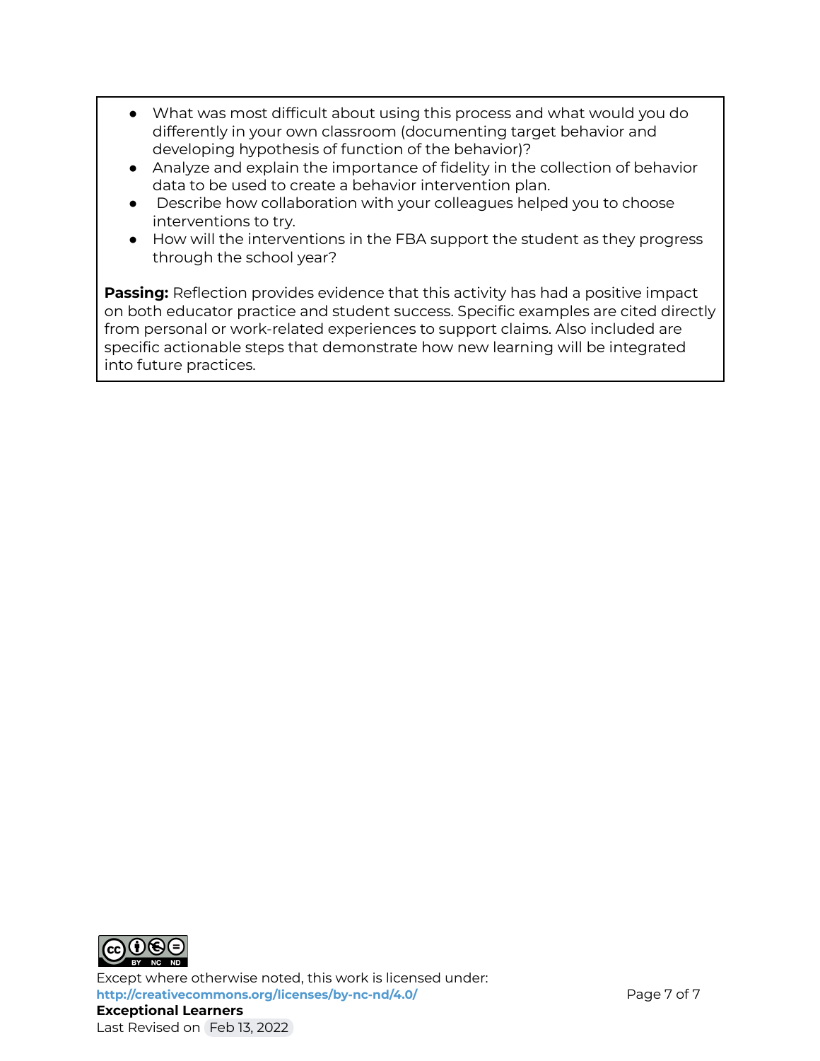- What was most difficult about using this process and what would you do differently in your own classroom (documenting target behavior and developing hypothesis of function of the behavior)?
- Analyze and explain the importance of fidelity in the collection of behavior data to be used to create a behavior intervention plan.
- Describe how collaboration with your colleagues helped you to choose interventions to try.
- How will the interventions in the FBA support the student as they progress through the school year?

**Passing:** Reflection provides evidence that this activity has had a positive impact on both educator practice and student success. Specific examples are cited directly from personal or work-related experiences to support claims. Also included are specific actionable steps that demonstrate how new learning will be integrated into future practices.